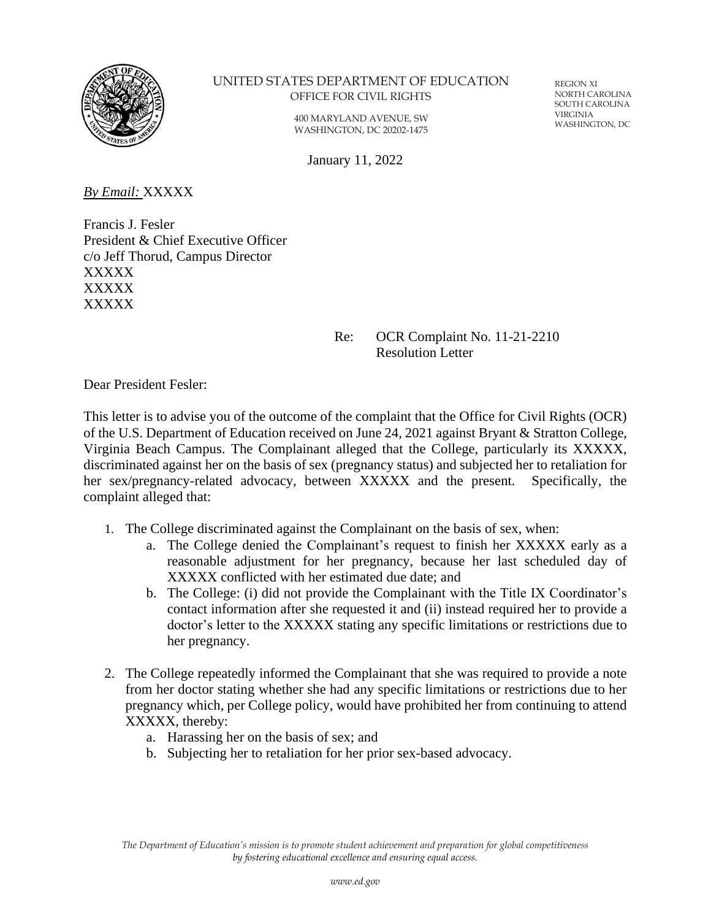UNITED STATES DEPARTMENT OF EDUCATION
OFFICE FOR CIVIL RIGHTS

400 MARYLAND AVENUE, SW
WASHINGTON, DC 20202-1475

REGION XI
NORTH CAROLINA
SOUTH CAROLINA
VIRGINIA
WASHINGTON, DC

January 11, 2022

*By Email:* XXXXX

Francis J. Fesler
President & Chief Executive Officer
c/o Jeff Thorud, Campus Director
XXXXX
XXXXX
XXXXX

Re: OCR Complaint No. 11-21-2210
Resolution Letter

Dear President Fesler:

This letter is to advise you of the outcome of the complaint that the Office for Civil Rights (OCR) of the U.S. Department of Education received on June 24, 2021 against Bryant & Stratton College, Virginia Beach Campus. The Complainant alleged that the College, particularly its XXXXX, discriminated against her on the basis of sex (pregnancy status) and subjected her to retaliation for her sex/pregnancy-related advocacy, between XXXXX and the present. Specifically, the complaint alleged that:

1. The College discriminated against the Complainant on the basis of sex, when:
   a. The College denied the Complainant's request to finish her XXXXX early as a reasonable adjustment for her pregnancy, because her last scheduled day of XXXXX conflicted with her estimated due date; and
   b. The College: (i) did not provide the Complainant with the Title IX Coordinator's contact information after she requested it and (ii) instead required her to provide a doctor's letter to the XXXXX stating any specific limitations or restrictions due to her pregnancy.

2. The College repeatedly informed the Complainant that she was required to provide a note from her doctor stating whether she had any specific limitations or restrictions due to her pregnancy which, per College policy, would have prohibited her from continuing to attend XXXXX, thereby:
   a. Harassing her on the basis of sex; and
   b. Subjecting her to retaliation for her prior sex-based advocacy.

*The Department of Education's mission is to promote student achievement and preparation for global competitiveness by fostering educational excellence and ensuring equal access.*

*www.ed.gov*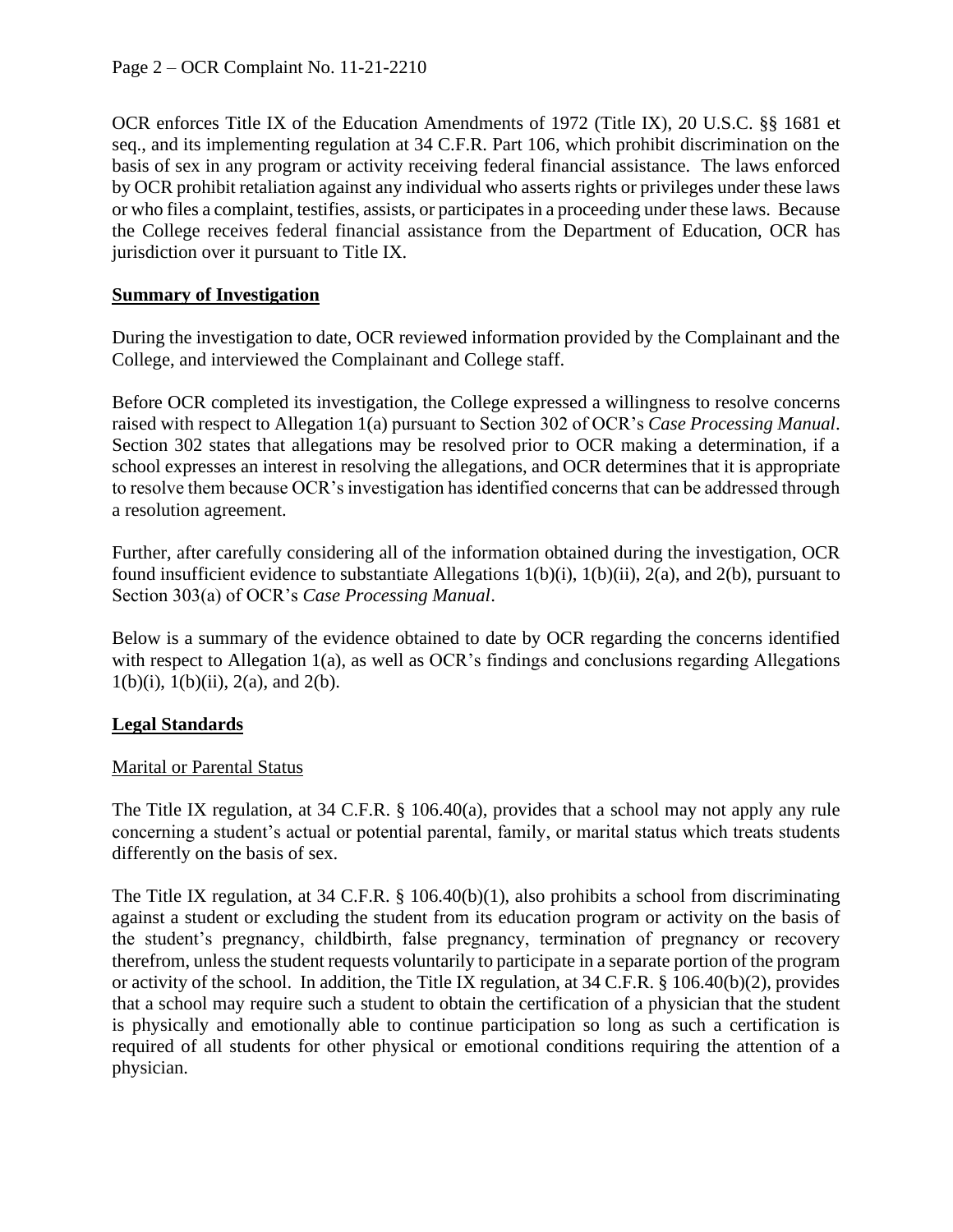OCR enforces Title IX of the Education Amendments of 1972 (Title IX), 20 U.S.C. §§ 1681 et seq., and its implementing regulation at 34 C.F.R. Part 106, which prohibit discrimination on the basis of sex in any program or activity receiving federal financial assistance. The laws enforced by OCR prohibit retaliation against any individual who asserts rights or privileges under these laws or who files a complaint, testifies, assists, or participates in a proceeding under these laws. Because the College receives federal financial assistance from the Department of Education, OCR has jurisdiction over it pursuant to Title IX.

## Summary of Investigation

During the investigation to date, OCR reviewed information provided by the Complainant and the College, and interviewed the Complainant and College staff.

Before OCR completed its investigation, the College expressed a willingness to resolve concerns raised with respect to Allegation 1(a) pursuant to Section 302 of OCR's *Case Processing Manual*. Section 302 states that allegations may be resolved prior to OCR making a determination, if a school expresses an interest in resolving the allegations, and OCR determines that it is appropriate to resolve them because OCR's investigation has identified concerns that can be addressed through a resolution agreement.

Further, after carefully considering all of the information obtained during the investigation, OCR found insufficient evidence to substantiate Allegations 1(b)(i), 1(b)(ii), 2(a), and 2(b), pursuant to Section 303(a) of OCR's *Case Processing Manual*.

Below is a summary of the evidence obtained to date by OCR regarding the concerns identified with respect to Allegation 1(a), as well as OCR's findings and conclusions regarding Allegations 1(b)(i), 1(b)(ii), 2(a), and 2(b).

## Legal Standards

### Marital or Parental Status

The Title IX regulation, at 34 C.F.R. § 106.40(a), provides that a school may not apply any rule concerning a student's actual or potential parental, family, or marital status which treats students differently on the basis of sex.

The Title IX regulation, at 34 C.F.R. § 106.40(b)(1), also prohibits a school from discriminating against a student or excluding the student from its education program or activity on the basis of the student's pregnancy, childbirth, false pregnancy, termination of pregnancy or recovery therefrom, unless the student requests voluntarily to participate in a separate portion of the program or activity of the school. In addition, the Title IX regulation, at 34 C.F.R. § 106.40(b)(2), provides that a school may require such a student to obtain the certification of a physician that the student is physically and emotionally able to continue participation so long as such a certification is required of all students for other physical or emotional conditions requiring the attention of a physician.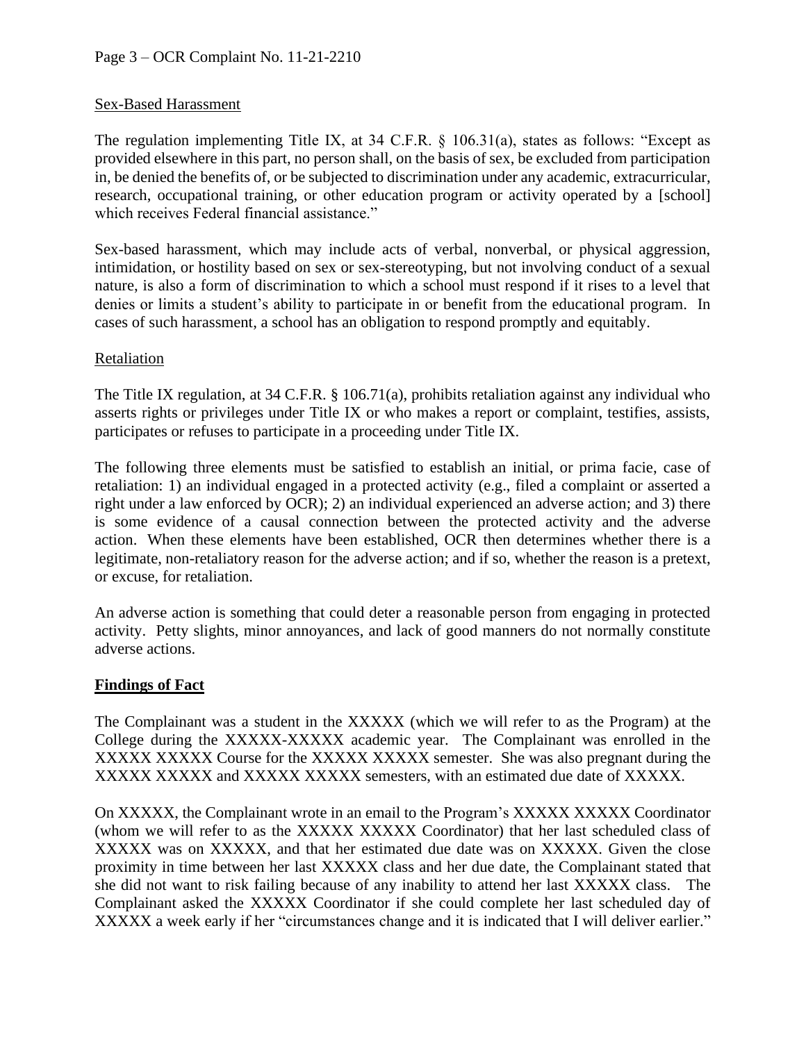Sex-Based Harassment

The regulation implementing Title IX, at 34 C.F.R. § 106.31(a), states as follows: "Except as provided elsewhere in this part, no person shall, on the basis of sex, be excluded from participation in, be denied the benefits of, or be subjected to discrimination under any academic, extracurricular, research, occupational training, or other education program or activity operated by a [school] which receives Federal financial assistance."

Sex-based harassment, which may include acts of verbal, nonverbal, or physical aggression, intimidation, or hostility based on sex or sex-stereotyping, but not involving conduct of a sexual nature, is also a form of discrimination to which a school must respond if it rises to a level that denies or limits a student's ability to participate in or benefit from the educational program. In cases of such harassment, a school has an obligation to respond promptly and equitably.

Retaliation

The Title IX regulation, at 34 C.F.R. § 106.71(a), prohibits retaliation against any individual who asserts rights or privileges under Title IX or who makes a report or complaint, testifies, assists, participates or refuses to participate in a proceeding under Title IX.

The following three elements must be satisfied to establish an initial, or prima facie, case of retaliation: 1) an individual engaged in a protected activity (e.g., filed a complaint or asserted a right under a law enforced by OCR); 2) an individual experienced an adverse action; and 3) there is some evidence of a causal connection between the protected activity and the adverse action. When these elements have been established, OCR then determines whether there is a legitimate, non-retaliatory reason for the adverse action; and if so, whether the reason is a pretext, or excuse, for retaliation.

An adverse action is something that could deter a reasonable person from engaging in protected activity. Petty slights, minor annoyances, and lack of good manners do not normally constitute adverse actions.

## Findings of Fact

The Complainant was a student in the XXXXX (which we will refer to as the Program) at the College during the XXXXX-XXXXX academic year. The Complainant was enrolled in the XXXXX XXXXX Course for the XXXXX XXXXX semester. She was also pregnant during the XXXXX XXXXX and XXXXX XXXXX semesters, with an estimated due date of XXXXX.

On XXXXX, the Complainant wrote in an email to the Program's XXXXX XXXXX Coordinator (whom we will refer to as the XXXXX XXXXX Coordinator) that her last scheduled class of XXXXX was on XXXXX, and that her estimated due date was on XXXXX. Given the close proximity in time between her last XXXXX class and her due date, the Complainant stated that she did not want to risk failing because of any inability to attend her last XXXXX class. The Complainant asked the XXXXX Coordinator if she could complete her last scheduled day of XXXXX a week early if her "circumstances change and it is indicated that I will deliver earlier."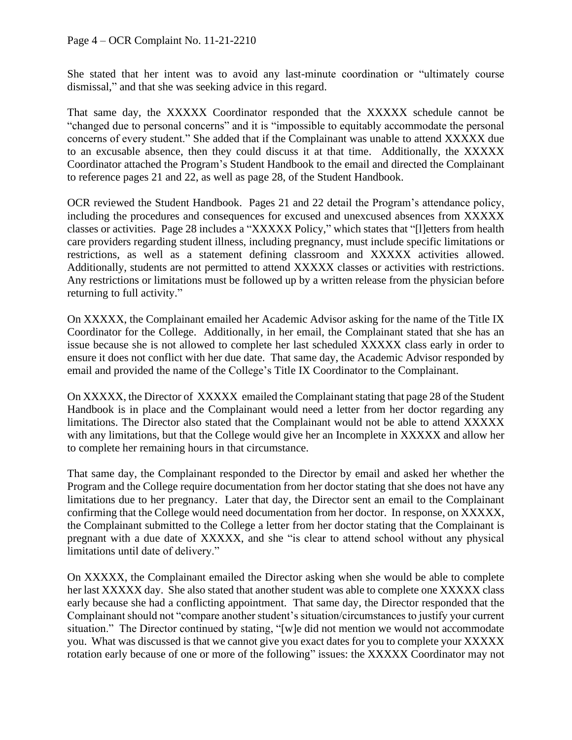She stated that her intent was to avoid any last-minute coordination or "ultimately course dismissal," and that she was seeking advice in this regard.

That same day, the XXXXX Coordinator responded that the XXXXX schedule cannot be "changed due to personal concerns" and it is "impossible to equitably accommodate the personal concerns of every student." She added that if the Complainant was unable to attend XXXXX due to an excusable absence, then they could discuss it at that time. Additionally, the XXXXX Coordinator attached the Program's Student Handbook to the email and directed the Complainant to reference pages 21 and 22, as well as page 28, of the Student Handbook.

OCR reviewed the Student Handbook. Pages 21 and 22 detail the Program's attendance policy, including the procedures and consequences for excused and unexcused absences from XXXXX classes or activities. Page 28 includes a "XXXXX Policy," which states that "[l]etters from health care providers regarding student illness, including pregnancy, must include specific limitations or restrictions, as well as a statement defining classroom and XXXXX activities allowed. Additionally, students are not permitted to attend XXXXX classes or activities with restrictions. Any restrictions or limitations must be followed up by a written release from the physician before returning to full activity."

On XXXXX, the Complainant emailed her Academic Advisor asking for the name of the Title IX Coordinator for the College. Additionally, in her email, the Complainant stated that she has an issue because she is not allowed to complete her last scheduled XXXXX class early in order to ensure it does not conflict with her due date. That same day, the Academic Advisor responded by email and provided the name of the College's Title IX Coordinator to the Complainant.

On XXXXX, the Director of XXXXX emailed the Complainant stating that page 28 of the Student Handbook is in place and the Complainant would need a letter from her doctor regarding any limitations. The Director also stated that the Complainant would not be able to attend XXXXX with any limitations, but that the College would give her an Incomplete in XXXXX and allow her to complete her remaining hours in that circumstance.

That same day, the Complainant responded to the Director by email and asked her whether the Program and the College require documentation from her doctor stating that she does not have any limitations due to her pregnancy. Later that day, the Director sent an email to the Complainant confirming that the College would need documentation from her doctor. In response, on XXXXX, the Complainant submitted to the College a letter from her doctor stating that the Complainant is pregnant with a due date of XXXXX, and she "is clear to attend school without any physical limitations until date of delivery."

On XXXXX, the Complainant emailed the Director asking when she would be able to complete her last XXXXX day. She also stated that another student was able to complete one XXXXX class early because she had a conflicting appointment. That same day, the Director responded that the Complainant should not "compare another student's situation/circumstances to justify your current situation." The Director continued by stating, "[w]e did not mention we would not accommodate you. What was discussed is that we cannot give you exact dates for you to complete your XXXXX rotation early because of one or more of the following" issues: the XXXXX Coordinator may not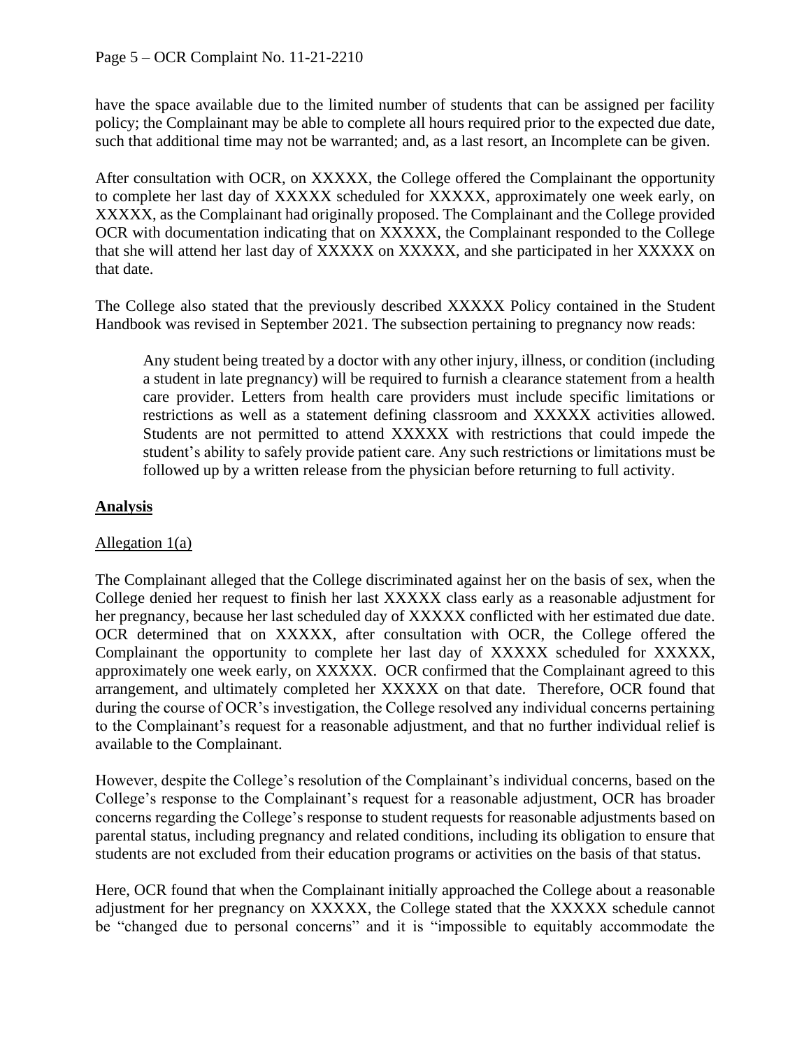have the space available due to the limited number of students that can be assigned per facility policy; the Complainant may be able to complete all hours required prior to the expected due date, such that additional time may not be warranted; and, as a last resort, an Incomplete can be given.

After consultation with OCR, on XXXXX, the College offered the Complainant the opportunity to complete her last day of XXXXX scheduled for XXXXX, approximately one week early, on XXXXX, as the Complainant had originally proposed. The Complainant and the College provided OCR with documentation indicating that on XXXXX, the Complainant responded to the College that she will attend her last day of XXXXX on XXXXX, and she participated in her XXXXX on that date.

The College also stated that the previously described XXXXX Policy contained in the Student Handbook was revised in September 2021. The subsection pertaining to pregnancy now reads:

> Any student being treated by a doctor with any other injury, illness, or condition (including a student in late pregnancy) will be required to furnish a clearance statement from a health care provider. Letters from health care providers must include specific limitations or restrictions as well as a statement defining classroom and XXXXX activities allowed. Students are not permitted to attend XXXXX with restrictions that could impede the student's ability to safely provide patient care. Any such restrictions or limitations must be followed up by a written release from the physician before returning to full activity.

## Analysis

### Allegation 1(a)

The Complainant alleged that the College discriminated against her on the basis of sex, when the College denied her request to finish her last XXXXX class early as a reasonable adjustment for her pregnancy, because her last scheduled day of XXXXX conflicted with her estimated due date. OCR determined that on XXXXX, after consultation with OCR, the College offered the Complainant the opportunity to complete her last day of XXXXX scheduled for XXXXX, approximately one week early, on XXXXX. OCR confirmed that the Complainant agreed to this arrangement, and ultimately completed her XXXXX on that date. Therefore, OCR found that during the course of OCR's investigation, the College resolved any individual concerns pertaining to the Complainant's request for a reasonable adjustment, and that no further individual relief is available to the Complainant.

However, despite the College's resolution of the Complainant's individual concerns, based on the College's response to the Complainant's request for a reasonable adjustment, OCR has broader concerns regarding the College's response to student requests for reasonable adjustments based on parental status, including pregnancy and related conditions, including its obligation to ensure that students are not excluded from their education programs or activities on the basis of that status.

Here, OCR found that when the Complainant initially approached the College about a reasonable adjustment for her pregnancy on XXXXX, the College stated that the XXXXX schedule cannot be "changed due to personal concerns" and it is "impossible to equitably accommodate the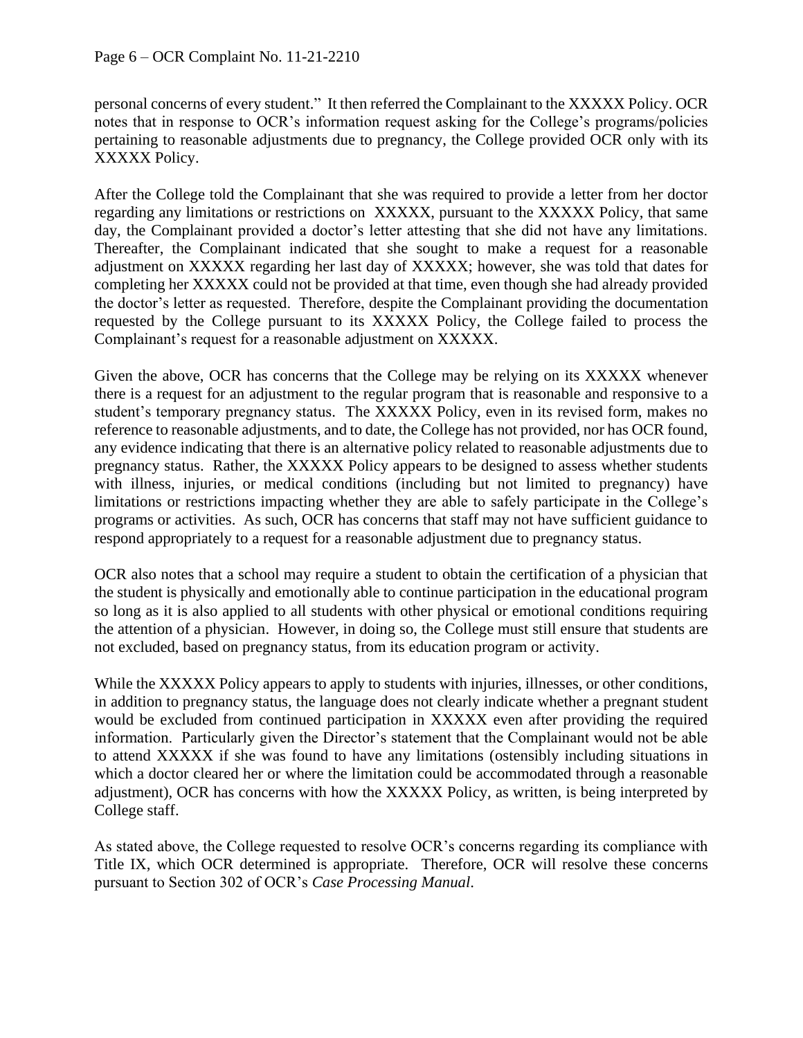personal concerns of every student." It then referred the Complainant to the XXXXX Policy. OCR notes that in response to OCR's information request asking for the College's programs/policies pertaining to reasonable adjustments due to pregnancy, the College provided OCR only with its XXXXX Policy.

After the College told the Complainant that she was required to provide a letter from her doctor regarding any limitations or restrictions on XXXXX, pursuant to the XXXXX Policy, that same day, the Complainant provided a doctor's letter attesting that she did not have any limitations. Thereafter, the Complainant indicated that she sought to make a request for a reasonable adjustment on XXXXX regarding her last day of XXXXX; however, she was told that dates for completing her XXXXX could not be provided at that time, even though she had already provided the doctor's letter as requested. Therefore, despite the Complainant providing the documentation requested by the College pursuant to its XXXXX Policy, the College failed to process the Complainant's request for a reasonable adjustment on XXXXX.

Given the above, OCR has concerns that the College may be relying on its XXXXX whenever there is a request for an adjustment to the regular program that is reasonable and responsive to a student's temporary pregnancy status. The XXXXX Policy, even in its revised form, makes no reference to reasonable adjustments, and to date, the College has not provided, nor has OCR found, any evidence indicating that there is an alternative policy related to reasonable adjustments due to pregnancy status. Rather, the XXXXX Policy appears to be designed to assess whether students with illness, injuries, or medical conditions (including but not limited to pregnancy) have limitations or restrictions impacting whether they are able to safely participate in the College's programs or activities. As such, OCR has concerns that staff may not have sufficient guidance to respond appropriately to a request for a reasonable adjustment due to pregnancy status.

OCR also notes that a school may require a student to obtain the certification of a physician that the student is physically and emotionally able to continue participation in the educational program so long as it is also applied to all students with other physical or emotional conditions requiring the attention of a physician. However, in doing so, the College must still ensure that students are not excluded, based on pregnancy status, from its education program or activity.

While the XXXXX Policy appears to apply to students with injuries, illnesses, or other conditions, in addition to pregnancy status, the language does not clearly indicate whether a pregnant student would be excluded from continued participation in XXXXX even after providing the required information. Particularly given the Director's statement that the Complainant would not be able to attend XXXXX if she was found to have any limitations (ostensibly including situations in which a doctor cleared her or where the limitation could be accommodated through a reasonable adjustment), OCR has concerns with how the XXXXX Policy, as written, is being interpreted by College staff.

As stated above, the College requested to resolve OCR's concerns regarding its compliance with Title IX, which OCR determined is appropriate. Therefore, OCR will resolve these concerns pursuant to Section 302 of OCR's *Case Processing Manual*.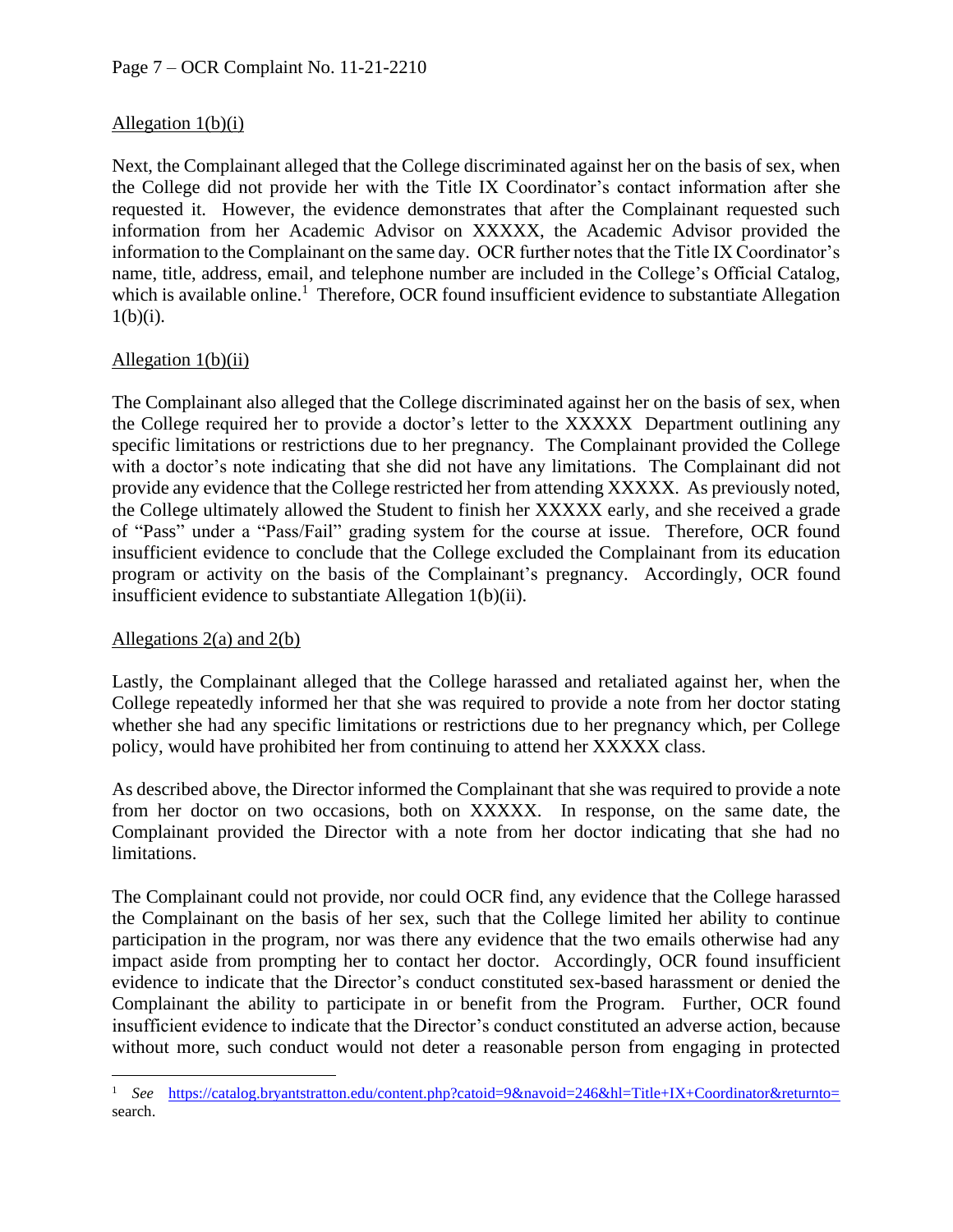Allegation 1(b)(i)

Next, the Complainant alleged that the College discriminated against her on the basis of sex, when the College did not provide her with the Title IX Coordinator's contact information after she requested it. However, the evidence demonstrates that after the Complainant requested such information from her Academic Advisor on XXXXX, the Academic Advisor provided the information to the Complainant on the same day. OCR further notes that the Title IX Coordinator's name, title, address, email, and telephone number are included in the College's Official Catalog, which is available online.[1] Therefore, OCR found insufficient evidence to substantiate Allegation 1(b)(i).

Allegation 1(b)(ii)

The Complainant also alleged that the College discriminated against her on the basis of sex, when the College required her to provide a doctor's letter to the XXXXX Department outlining any specific limitations or restrictions due to her pregnancy. The Complainant provided the College with a doctor's note indicating that she did not have any limitations. The Complainant did not provide any evidence that the College restricted her from attending XXXXX. As previously noted, the College ultimately allowed the Student to finish her XXXXX early, and she received a grade of "Pass" under a "Pass/Fail" grading system for the course at issue. Therefore, OCR found insufficient evidence to conclude that the College excluded the Complainant from its education program or activity on the basis of the Complainant's pregnancy. Accordingly, OCR found insufficient evidence to substantiate Allegation 1(b)(ii).

Allegations 2(a) and 2(b)

Lastly, the Complainant alleged that the College harassed and retaliated against her, when the College repeatedly informed her that she was required to provide a note from her doctor stating whether she had any specific limitations or restrictions due to her pregnancy which, per College policy, would have prohibited her from continuing to attend her XXXXX class.

As described above, the Director informed the Complainant that she was required to provide a note from her doctor on two occasions, both on XXXXX. In response, on the same date, the Complainant provided the Director with a note from her doctor indicating that she had no limitations.

The Complainant could not provide, nor could OCR find, any evidence that the College harassed the Complainant on the basis of her sex, such that the College limited her ability to continue participation in the program, nor was there any evidence that the two emails otherwise had any impact aside from prompting her to contact her doctor. Accordingly, OCR found insufficient evidence to indicate that the Director's conduct constituted sex-based harassment or denied the Complainant the ability to participate in or benefit from the Program. Further, OCR found insufficient evidence to indicate that the Director's conduct constituted an adverse action, because without more, such conduct would not deter a reasonable person from engaging in protected

---

[1] *See* https://catalog.bryantstratton.edu/content.php?catoid=9&navoid=246&hl=Title+IX+Coordinator&returnto=search.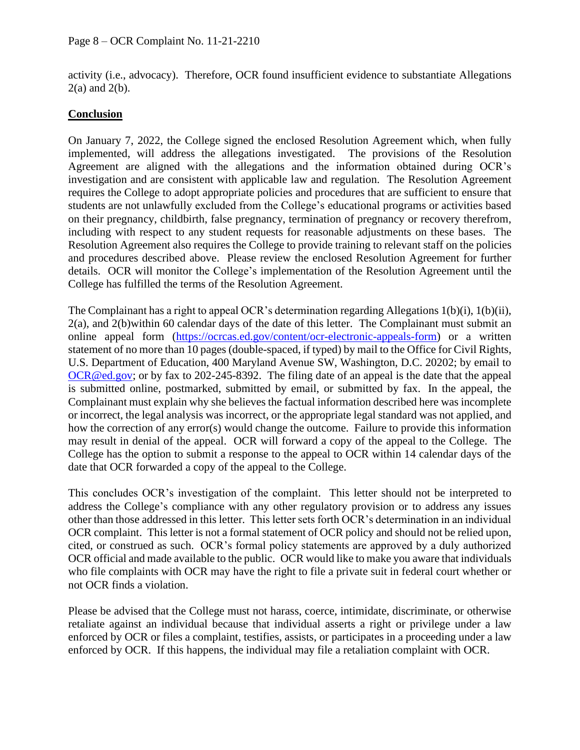activity (i.e., advocacy). Therefore, OCR found insufficient evidence to substantiate Allegations 2(a) and 2(b).

## Conclusion

On January 7, 2022, the College signed the enclosed Resolution Agreement which, when fully implemented, will address the allegations investigated. The provisions of the Resolution Agreement are aligned with the allegations and the information obtained during OCR's investigation and are consistent with applicable law and regulation. The Resolution Agreement requires the College to adopt appropriate policies and procedures that are sufficient to ensure that students are not unlawfully excluded from the College's educational programs or activities based on their pregnancy, childbirth, false pregnancy, termination of pregnancy or recovery therefrom, including with respect to any student requests for reasonable adjustments on these bases. The Resolution Agreement also requires the College to provide training to relevant staff on the policies and procedures described above. Please review the enclosed Resolution Agreement for further details. OCR will monitor the College's implementation of the Resolution Agreement until the College has fulfilled the terms of the Resolution Agreement.

The Complainant has a right to appeal OCR's determination regarding Allegations 1(b)(i), 1(b)(ii), 2(a), and 2(b)within 60 calendar days of the date of this letter. The Complainant must submit an online appeal form (https://ocrcas.ed.gov/content/ocr-electronic-appeals-form) or a written statement of no more than 10 pages (double-spaced, if typed) by mail to the Office for Civil Rights, U.S. Department of Education, 400 Maryland Avenue SW, Washington, D.C. 20202; by email to OCR@ed.gov; or by fax to 202-245-8392. The filing date of an appeal is the date that the appeal is submitted online, postmarked, submitted by email, or submitted by fax. In the appeal, the Complainant must explain why she believes the factual information described here was incomplete or incorrect, the legal analysis was incorrect, or the appropriate legal standard was not applied, and how the correction of any error(s) would change the outcome. Failure to provide this information may result in denial of the appeal. OCR will forward a copy of the appeal to the College. The College has the option to submit a response to the appeal to OCR within 14 calendar days of the date that OCR forwarded a copy of the appeal to the College.

This concludes OCR's investigation of the complaint. This letter should not be interpreted to address the College's compliance with any other regulatory provision or to address any issues other than those addressed in this letter. This letter sets forth OCR's determination in an individual OCR complaint. This letter is not a formal statement of OCR policy and should not be relied upon, cited, or construed as such. OCR's formal policy statements are approved by a duly authorized OCR official and made available to the public. OCR would like to make you aware that individuals who file complaints with OCR may have the right to file a private suit in federal court whether or not OCR finds a violation.

Please be advised that the College must not harass, coerce, intimidate, discriminate, or otherwise retaliate against an individual because that individual asserts a right or privilege under a law enforced by OCR or files a complaint, testifies, assists, or participates in a proceeding under a law enforced by OCR. If this happens, the individual may file a retaliation complaint with OCR.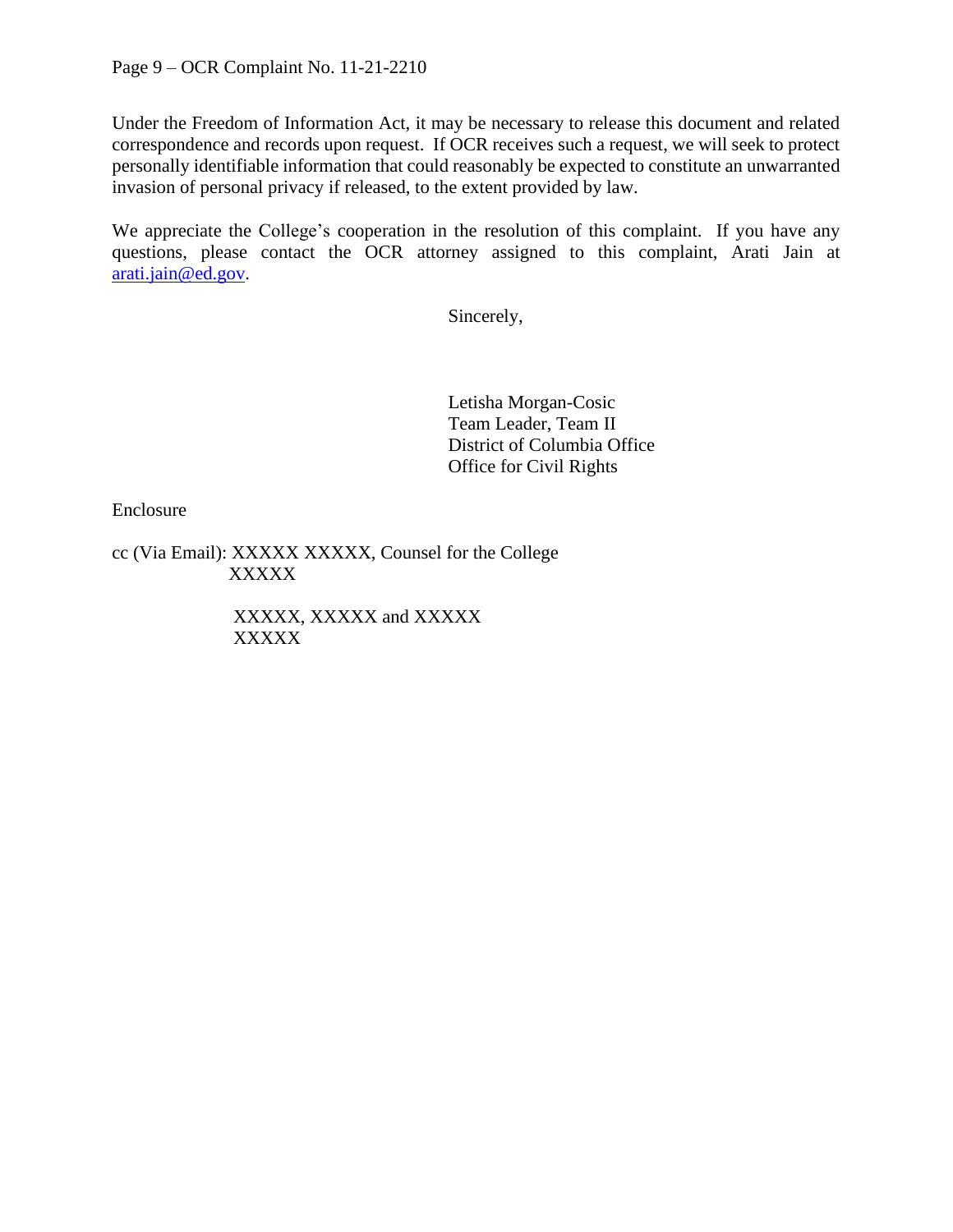Under the Freedom of Information Act, it may be necessary to release this document and related correspondence and records upon request. If OCR receives such a request, we will seek to protect personally identifiable information that could reasonably be expected to constitute an unwarranted invasion of personal privacy if released, to the extent provided by law.

We appreciate the College's cooperation in the resolution of this complaint. If you have any questions, please contact the OCR attorney assigned to this complaint, Arati Jain at arati.jain@ed.gov.

Sincerely,

Letisha Morgan-Cosic
Team Leader, Team II
District of Columbia Office
Office for Civil Rights

Enclosure

cc (Via Email): XXXXX XXXXX, Counsel for the College
XXXXX

XXXXX, XXXXX and XXXXX
XXXXX